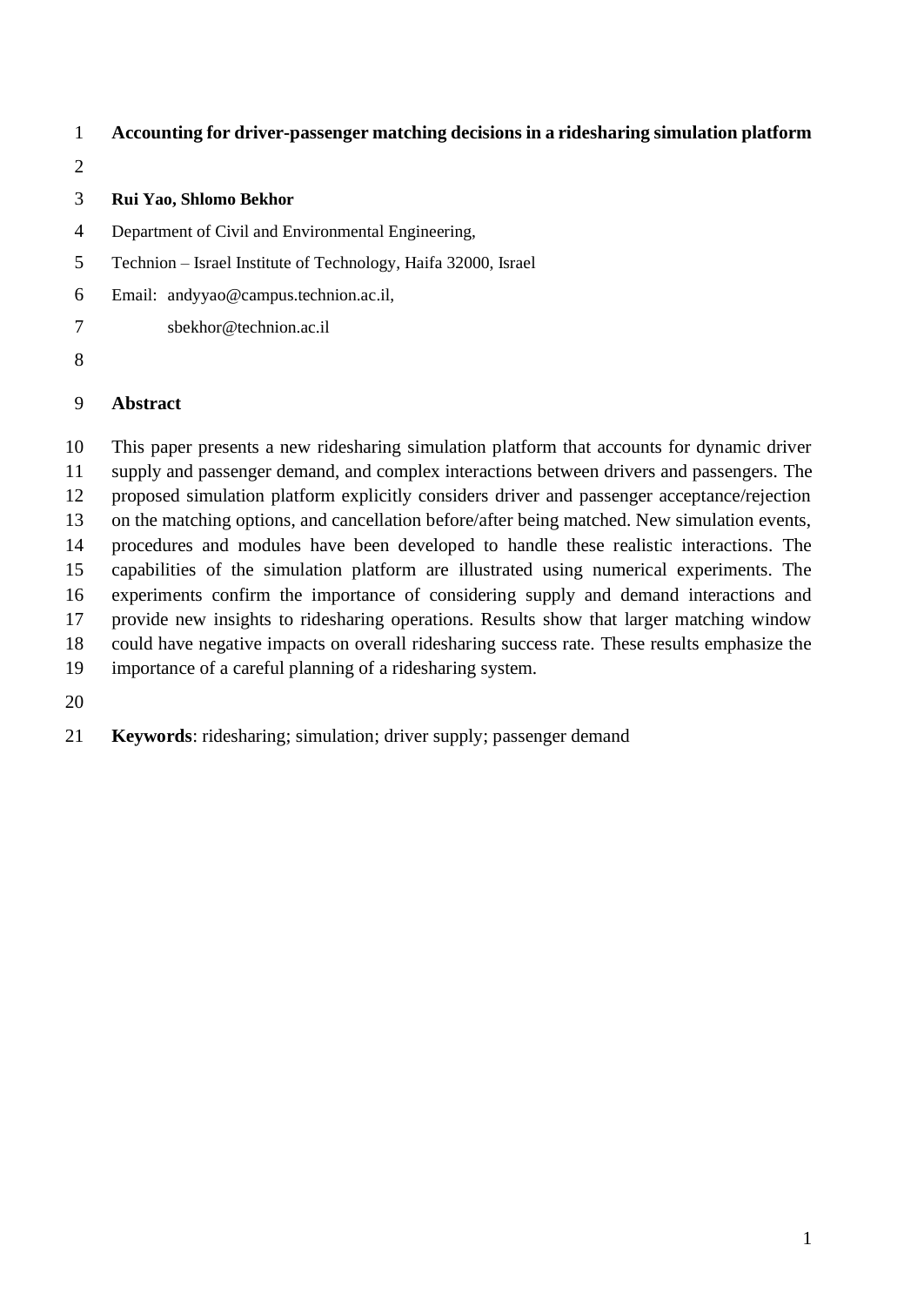# Accounting for driver-passenger matching decisions in a ridesharing simulation platform

**Rui Yao, Shlomo Bekhor**

Department of Civil and Environmental Engineering,

Technion – Israel Institute of Technology, Haifa 32000, Israel

Email: andyyao@campus.technion.ac.il,

sbekhor@technion.ac.il

## Abstract

This paper presents a new ridesharing simulation platform that accounts for dynamic driver supply and passenger demand, and complex interactions between drivers and passengers. The proposed simulation platform explicitly considers driver and passenger acceptance/rejection on the matching options, and cancellation before/after being matched. New simulation events, procedures and modules have been developed to handle these realistic interactions. The capabilities of the simulation platform are illustrated using numerical experiments. The experiments confirm the importance of considering supply and demand interactions and provide new insights to ridesharing operations. Results show that larger matching window could have negative impacts on overall ridesharing success rate. These results emphasize the importance of a careful planning of a ridesharing system.

**Keywords**: ridesharing; simulation; driver supply; passenger demand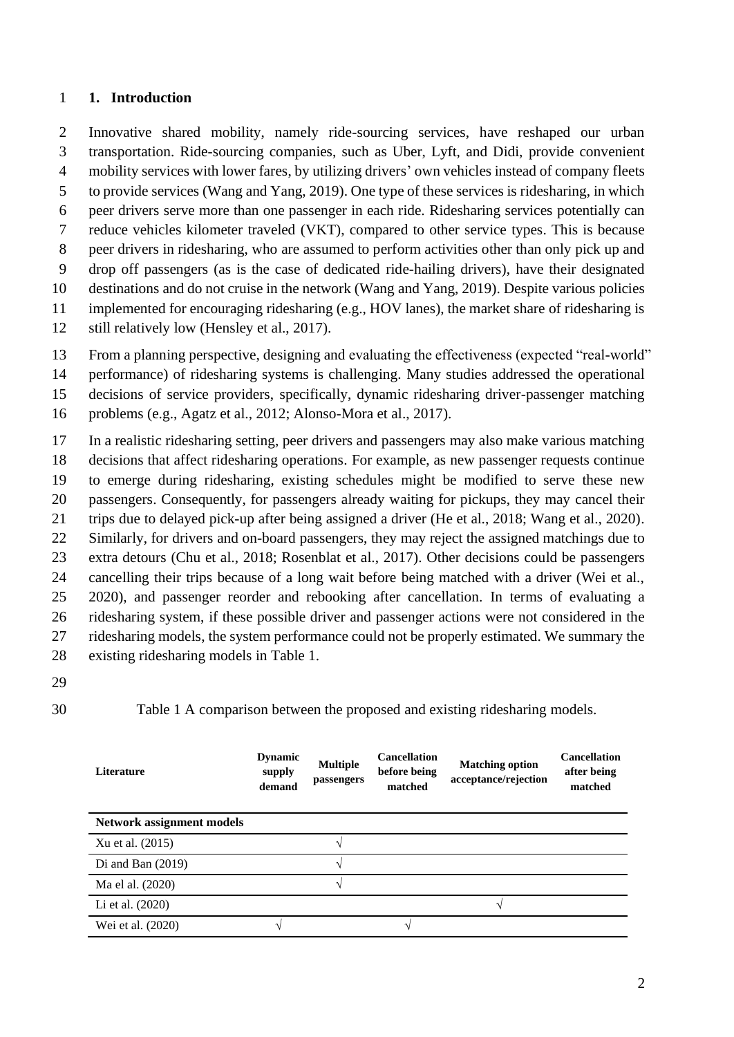## 1. Introduction

Innovative shared mobility, namely ride-sourcing services, have reshaped our urban transportation. Ride-sourcing companies, such as Uber, Lyft, and Didi, provide convenient mobility services with lower fares, by utilizing drivers' own vehicles instead of company fleets to provide services (Wang and Yang, 2019). One type of these services is ridesharing, in which peer drivers serve more than one passenger in each ride. Ridesharing services potentially can reduce vehicles kilometer traveled (VKT), compared to other service types. This is because peer drivers in ridesharing, who are assumed to perform activities other than only pick up and drop off passengers (as is the case of dedicated ride-hailing drivers), have their designated destinations and do not cruise in the network (Wang and Yang, 2019). Despite various policies implemented for encouraging ridesharing (e.g., HOV lanes), the market share of ridesharing is still relatively low (Hensley et al., 2017).

From a planning perspective, designing and evaluating the effectiveness (expected "real-world" performance) of ridesharing systems is challenging. Many studies addressed the operational decisions of service providers, specifically, dynamic ridesharing driver-passenger matching problems (e.g., Agatz et al., 2012; Alonso-Mora et al., 2017).

In a realistic ridesharing setting, peer drivers and passengers may also make various matching decisions that affect ridesharing operations. For example, as new passenger requests continue to emerge during ridesharing, existing schedules might be modified to serve these new passengers. Consequently, for passengers already waiting for pickups, they may cancel their trips due to delayed pick-up after being assigned a driver (He et al., 2018; Wang et al., 2020). Similarly, for drivers and on-board passengers, they may reject the assigned matchings due to extra detours (Chu et al., 2018; Rosenblat et al., 2017). Other decisions could be passengers cancelling their trips because of a long wait before being matched with a driver (Wei et al., 2020), and passenger reorder and rebooking after cancellation. In terms of evaluating a ridesharing system, if these possible driver and passenger actions were not considered in the ridesharing models, the system performance could not be properly estimated. We summary the existing ridesharing models in Table 1.

Table 1 A comparison between the proposed and existing ridesharing models.

| Literature | Dynamic supply demand | Multiple passengers | Cancellation before being matched | Matching option acceptance/rejection | Cancellation after being matched |
|---|---|---|---|---|---|
| **Network assignment models** | | | | | |
| Xu et al. (2015) | | √ | | | |
| Di and Ban (2019) | | √ | | | |
| Ma el al. (2020) | | √ | | | |
| Li et al. (2020) | | | | √ | |
| Wei et al. (2020) | √ | | √ | | |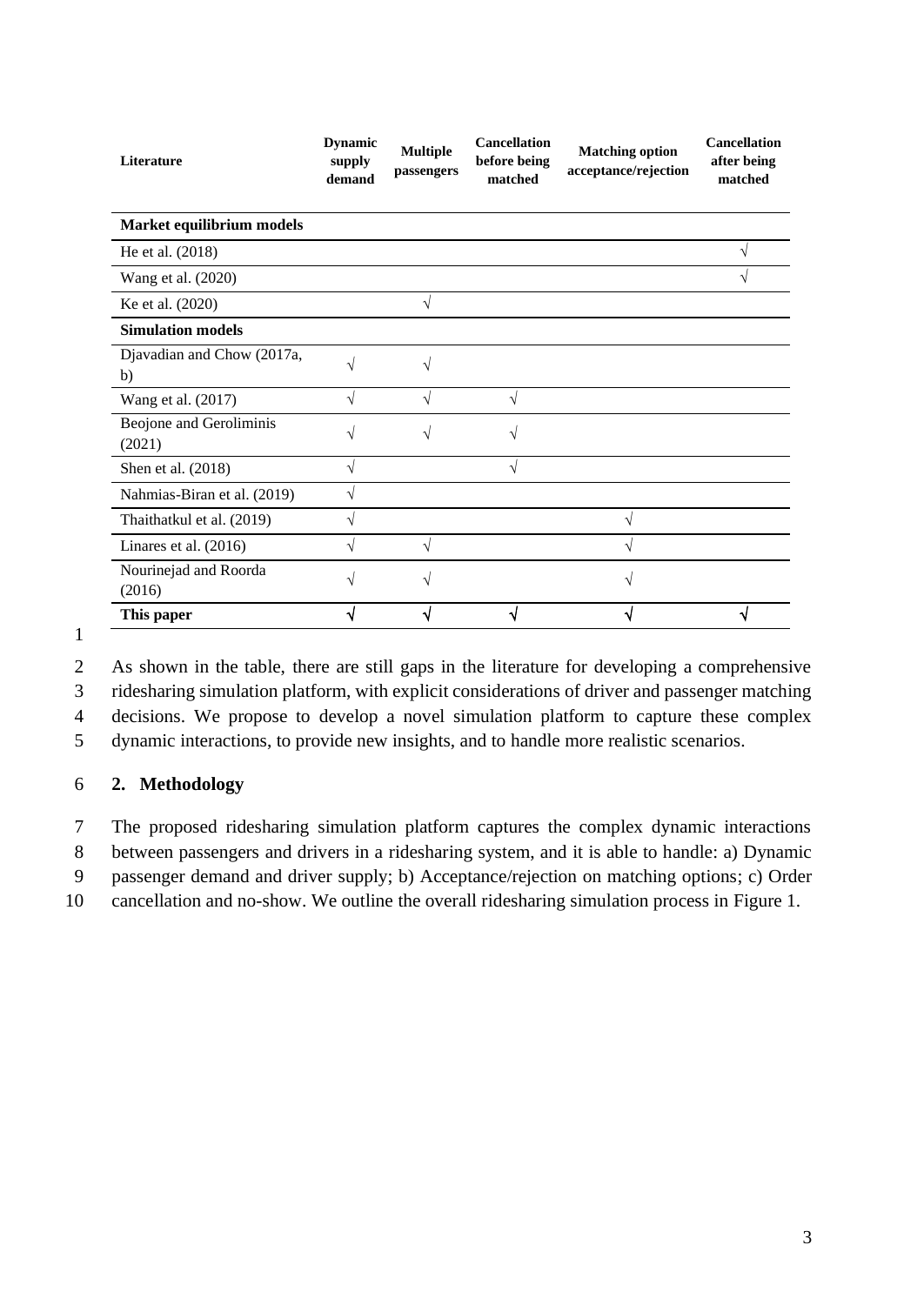| Literature | Dynamic supply demand | Multiple passengers | Cancellation before being matched | Matching option acceptance/rejection | Cancellation after being matched |
|---|---|---|---|---|---|
| **Market equilibrium models** | | | | | |
| He et al. (2018) | | | | | √ |
| Wang et al. (2020) | | | | | √ |
| Ke et al. (2020) | | √ | | | |
| **Simulation models** | | | | | |
| Djavadian and Chow (2017a, b) | √ | √ | | | |
| Wang et al. (2017) | √ | √ | √ | | |
| Beojone and Geroliminis (2021) | √ | √ | √ | | |
| Shen et al. (2018) | √ | | √ | | |
| Nahmias-Biran et al. (2019) | √ | | | | |
| Thaithatkul et al. (2019) | √ | | | √ | |
| Linares et al. (2016) | √ | √ | | √ | |
| Nourinejad and Roorda (2016) | √ | √ | | √ | |
| **This paper** | **√** | **√** | **√** | **√** | **√** |

As shown in the table, there are still gaps in the literature for developing a comprehensive ridesharing simulation platform, with explicit considerations of driver and passenger matching decisions. We propose to develop a novel simulation platform to capture these complex dynamic interactions, to provide new insights, and to handle more realistic scenarios.

## 2. Methodology

The proposed ridesharing simulation platform captures the complex dynamic interactions between passengers and drivers in a ridesharing system, and it is able to handle: a) Dynamic passenger demand and driver supply; b) Acceptance/rejection on matching options; c) Order cancellation and no-show. We outline the overall ridesharing simulation process in Figure 1.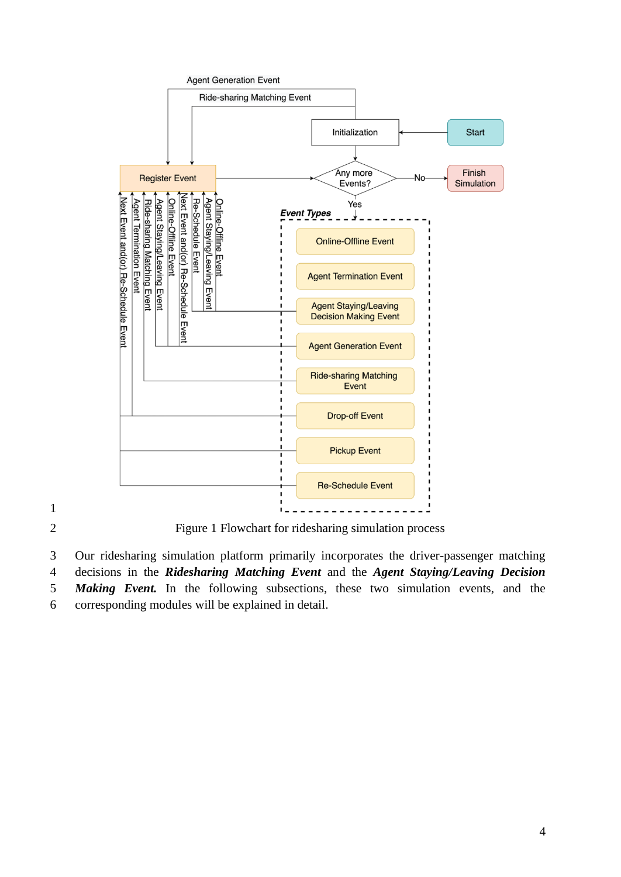Agent Generation Event

Ride-sharing Matching Event

Initialization

Start

Register Event

Any more Events?

No

Finish Simulation

Yes

Event Types

Online-Offline Event

Agent Termination Event

Agent Staying/Leaving Decision Making Event

Agent Generation Event

Ride-sharing Matching Event

Drop-off Event

Pickup Event

Re-Schedule Event

Next Event and(or) Re-Schedule Event

Agent Termination Event

Ride-sharing Matching Event

Agent Staying/Leaving Event

Online-Offline Event

Next Event and(or) Re-Schedule Event

Re-Schedule Event

Agent Staying/Leaving Event

Online-Offline Event

Figure 1 Flowchart for ridesharing simulation process

Our ridesharing simulation platform primarily incorporates the driver-passenger matching decisions in the ***Ridesharing Matching Event*** and the ***Agent Staying/Leaving Decision Making Event.*** In the following subsections, these two simulation events, and the corresponding modules will be explained in detail.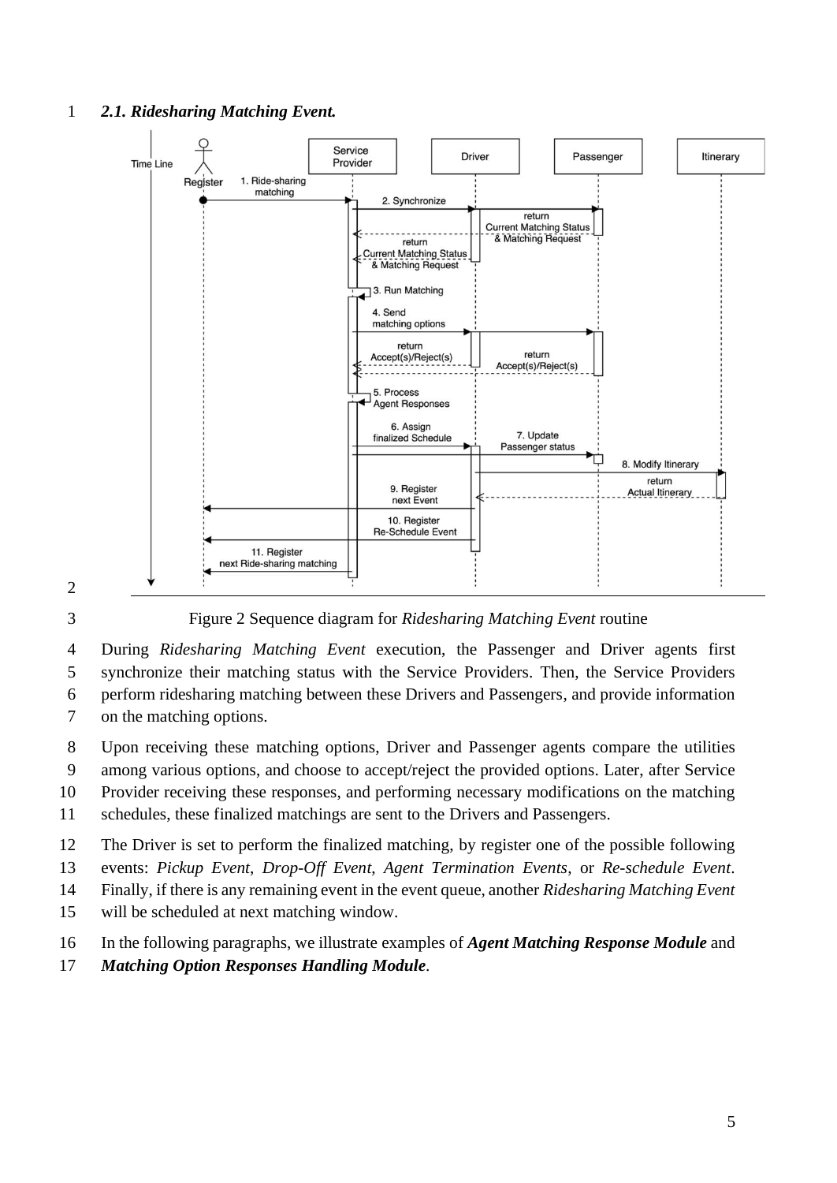### *2.1. Ridesharing Matching Event.*

Time Line
Register
Service Provider
Driver
Passenger
Itinerary
1. Ride-sharing matching
2. Synchronize
return Current Matching Status & Matching Request
return Current Matching Status & Matching Request
3. Run Matching
4. Send matching options
return Accept(s)/Reject(s)
return Accept(s)/Reject(s)
5. Process Agent Responses
6. Assign finalized Schedule
7. Update Passenger status
8. Modify Itinerary
return Actual Itinerary
9. Register next Event
10. Register Re-Schedule Event
11. Register next Ride-sharing matching

Figure 2 Sequence diagram for *Ridesharing Matching Event* routine

During *Ridesharing Matching Event* execution, the Passenger and Driver agents first synchronize their matching status with the Service Providers. Then, the Service Providers perform ridesharing matching between these Drivers and Passengers, and provide information on the matching options.

Upon receiving these matching options, Driver and Passenger agents compare the utilities among various options, and choose to accept/reject the provided options. Later, after Service Provider receiving these responses, and performing necessary modifications on the matching schedules, these finalized matchings are sent to the Drivers and Passengers.

The Driver is set to perform the finalized matching, by register one of the possible following events: *Pickup Event*, *Drop-Off Event*, *Agent Termination Events*, or *Re-schedule Event*. Finally, if there is any remaining event in the event queue, another *Ridesharing Matching Event* will be scheduled at next matching window.

In the following paragraphs, we illustrate examples of ***Agent Matching Response Module*** and ***Matching Option Responses Handling Module***.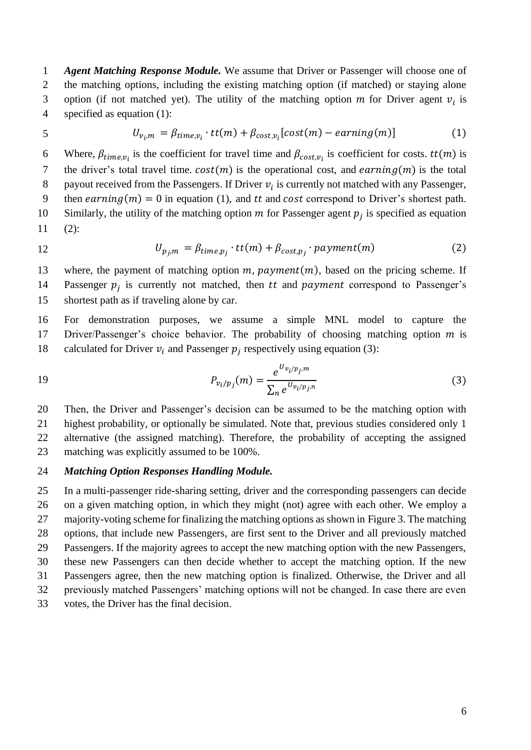***Agent Matching Response Module.*** We assume that Driver or Passenger will choose one of the matching options, including the existing matching option (if matched) or staying alone option (if not matched yet). The utility of the matching option $m$ for Driver agent $v_i$ is specified as equation (1):

$$U_{v_i,m} = \beta_{time,v_i} \cdot tt(m) + \beta_{cost,v_i}[cost(m) - earning(m)] \tag{1}$$

Where, $\beta_{time,v_i}$ is the coefficient for travel time and $\beta_{cost,v_i}$ is coefficient for costs. $tt(m)$ is the driver's total travel time. $cost(m)$ is the operational cost, and $earning(m)$ is the total payout received from the Passengers. If Driver $v_i$ is currently not matched with any Passenger, then $earning(m) = 0$ in equation (1), and $tt$ and $cost$ correspond to Driver's shortest path. Similarly, the utility of the matching option $m$ for Passenger agent $p_j$ is specified as equation (2):

$$U_{p_j,m} = \beta_{time,p_j} \cdot tt(m) + \beta_{cost,p_j} \cdot payment(m) \tag{2}$$

where, the payment of matching option $m$, $payment(m)$, based on the pricing scheme. If Passenger $p_j$ is currently not matched, then $tt$ and $payment$ correspond to Passenger's shortest path as if traveling alone by car.

For demonstration purposes, we assume a simple MNL model to capture the Driver/Passenger's choice behavior. The probability of choosing matching option $m$ is calculated for Driver $v_i$ and Passenger $p_j$ respectively using equation (3):

$$P_{v_i/p_j}(m) = \frac{e^{U_{v_i/p_j,m}}}{\sum_n e^{U_{v_i/p_j,n}}} \tag{3}$$

Then, the Driver and Passenger's decision can be assumed to be the matching option with highest probability, or optionally be simulated. Note that, previous studies considered only 1 alternative (the assigned matching). Therefore, the probability of accepting the assigned matching was explicitly assumed to be 100%.

***Matching Option Responses Handling Module.***

In a multi-passenger ride-sharing setting, driver and the corresponding passengers can decide on a given matching option, in which they might (not) agree with each other. We employ a majority-voting scheme for finalizing the matching options as shown in Figure 3. The matching options, that include new Passengers, are first sent to the Driver and all previously matched Passengers. If the majority agrees to accept the new matching option with the new Passengers, these new Passengers can then decide whether to accept the matching option. If the new Passengers agree, then the new matching option is finalized. Otherwise, the Driver and all previously matched Passengers' matching options will not be changed. In case there are even votes, the Driver has the final decision.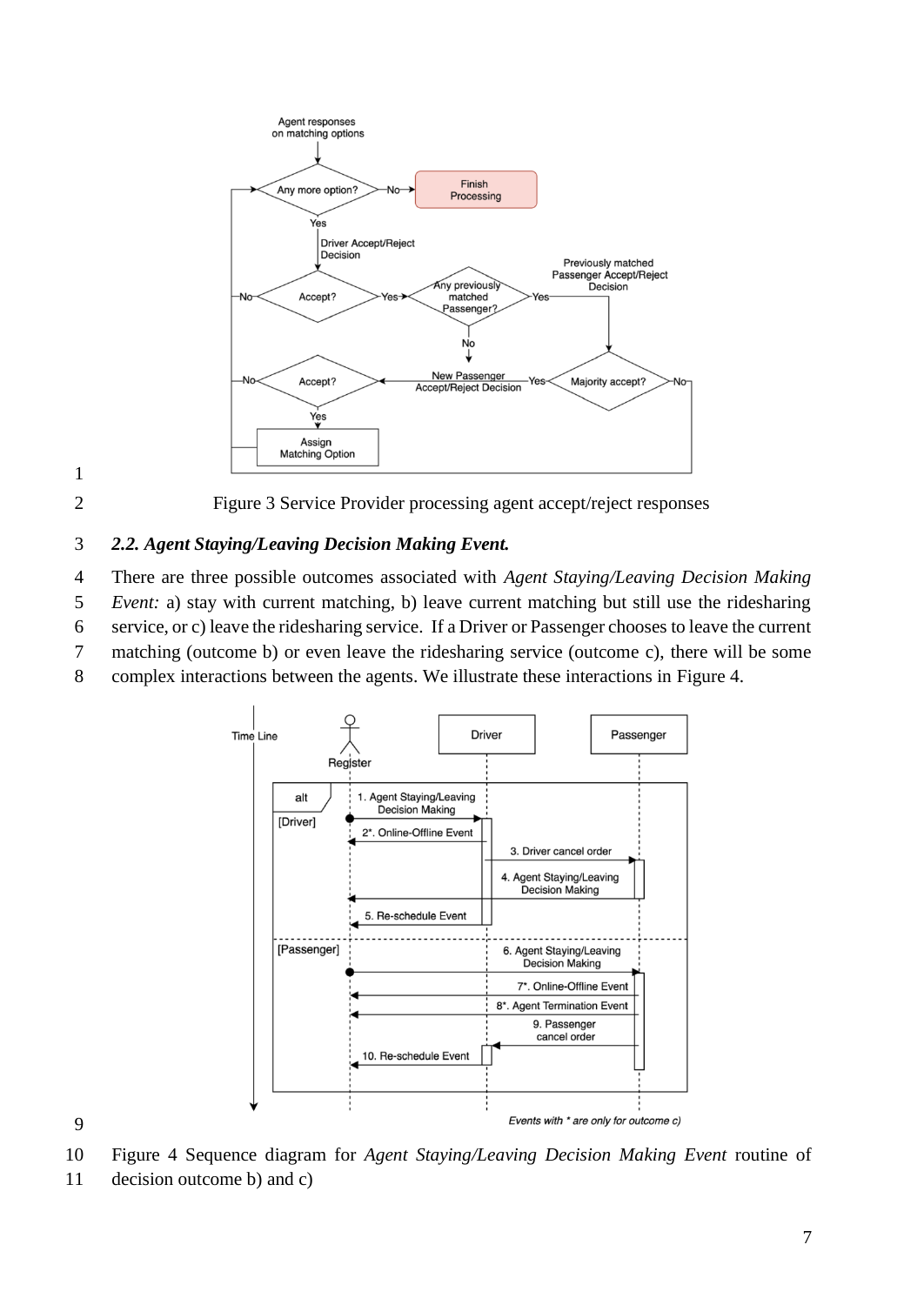Figure 3 Service Provider processing agent accept/reject responses

### *2.2. Agent Staying/Leaving Decision Making Event.*

There are three possible outcomes associated with *Agent Staying/Leaving Decision Making Event:* a) stay with current matching, b) leave current matching but still use the ridesharing service, or c) leave the ridesharing service. If a Driver or Passenger chooses to leave the current matching (outcome b) or even leave the ridesharing service (outcome c), there will be some complex interactions between the agents. We illustrate these interactions in Figure 4.

Figure 4 Sequence diagram for *Agent Staying/Leaving Decision Making Event* routine of decision outcome b) and c)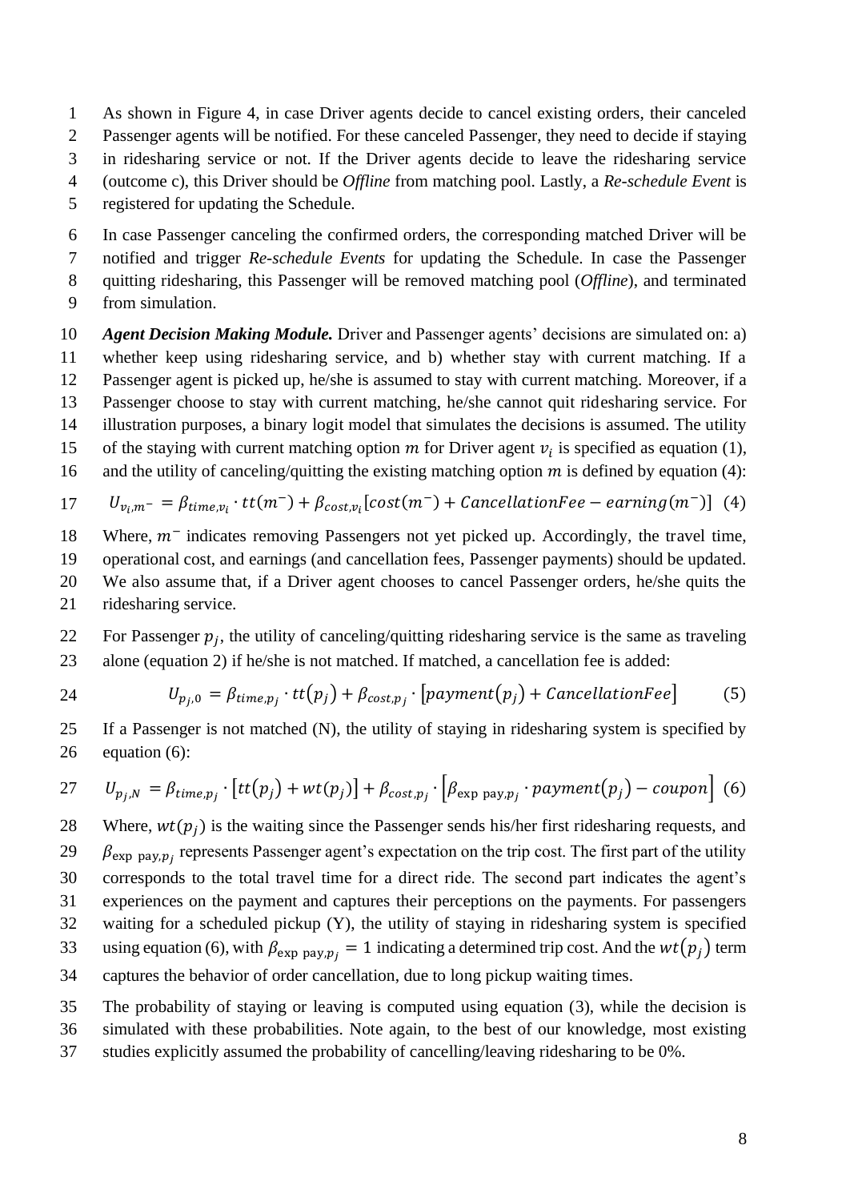As shown in Figure 4, in case Driver agents decide to cancel existing orders, their canceled Passenger agents will be notified. For these canceled Passenger, they need to decide if staying in ridesharing service or not. If the Driver agents decide to leave the ridesharing service (outcome c), this Driver should be *Offline* from matching pool. Lastly, a *Re-schedule Event* is registered for updating the Schedule.

In case Passenger canceling the confirmed orders, the corresponding matched Driver will be notified and trigger *Re-schedule Events* for updating the Schedule. In case the Passenger quitting ridesharing, this Passenger will be removed matching pool (*Offline*), and terminated from simulation.

***Agent Decision Making Module.*** Driver and Passenger agents' decisions are simulated on: a) whether keep using ridesharing service, and b) whether stay with current matching. If a Passenger agent is picked up, he/she is assumed to stay with current matching. Moreover, if a Passenger choose to stay with current matching, he/she cannot quit ridesharing service. For illustration purposes, a binary logit model that simulates the decisions is assumed. The utility of the staying with current matching option $m$ for Driver agent $v_i$ is specified as equation (1), and the utility of canceling/quitting the existing matching option $m$ is defined by equation (4):

$$U_{v_i,m^-} = \beta_{time,v_i} \cdot tt(m^-) + \beta_{cost,v_i}[cost(m^-) + CancellationFee - earning(m^-)] \quad (4)$$

Where, $m^-$ indicates removing Passengers not yet picked up. Accordingly, the travel time, operational cost, and earnings (and cancellation fees, Passenger payments) should be updated. We also assume that, if a Driver agent chooses to cancel Passenger orders, he/she quits the ridesharing service.

For Passenger $p_j$, the utility of canceling/quitting ridesharing service is the same as traveling alone (equation 2) if he/she is not matched. If matched, a cancellation fee is added:

$$U_{p_j,0} = \beta_{time,p_j} \cdot tt(p_j) + \beta_{cost,p_j} \cdot [payment(p_j) + CancellationFee] \quad (5)$$

If a Passenger is not matched (N), the utility of staying in ridesharing system is specified by equation (6):

$$U_{p_j,N} = \beta_{time,p_j} \cdot [tt(p_j) + wt(p_j)] + \beta_{cost,p_j} \cdot [\beta_{\exp\ \mathrm{pay},p_j} \cdot payment(p_j) - coupon] \quad (6)$$

Where, $wt(p_j)$ is the waiting since the Passenger sends his/her first ridesharing requests, and $\beta_{\exp\ \mathrm{pay},p_j}$ represents Passenger agent's expectation on the trip cost. The first part of the utility corresponds to the total travel time for a direct ride. The second part indicates the agent's experiences on the payment and captures their perceptions on the payments. For passengers waiting for a scheduled pickup (Y), the utility of staying in ridesharing system is specified using equation (6), with $\beta_{\exp\ \mathrm{pay},p_j} = 1$ indicating a determined trip cost. And the $wt(p_j)$ term captures the behavior of order cancellation, due to long pickup waiting times.

The probability of staying or leaving is computed using equation (3), while the decision is simulated with these probabilities. Note again, to the best of our knowledge, most existing studies explicitly assumed the probability of cancelling/leaving ridesharing to be 0%.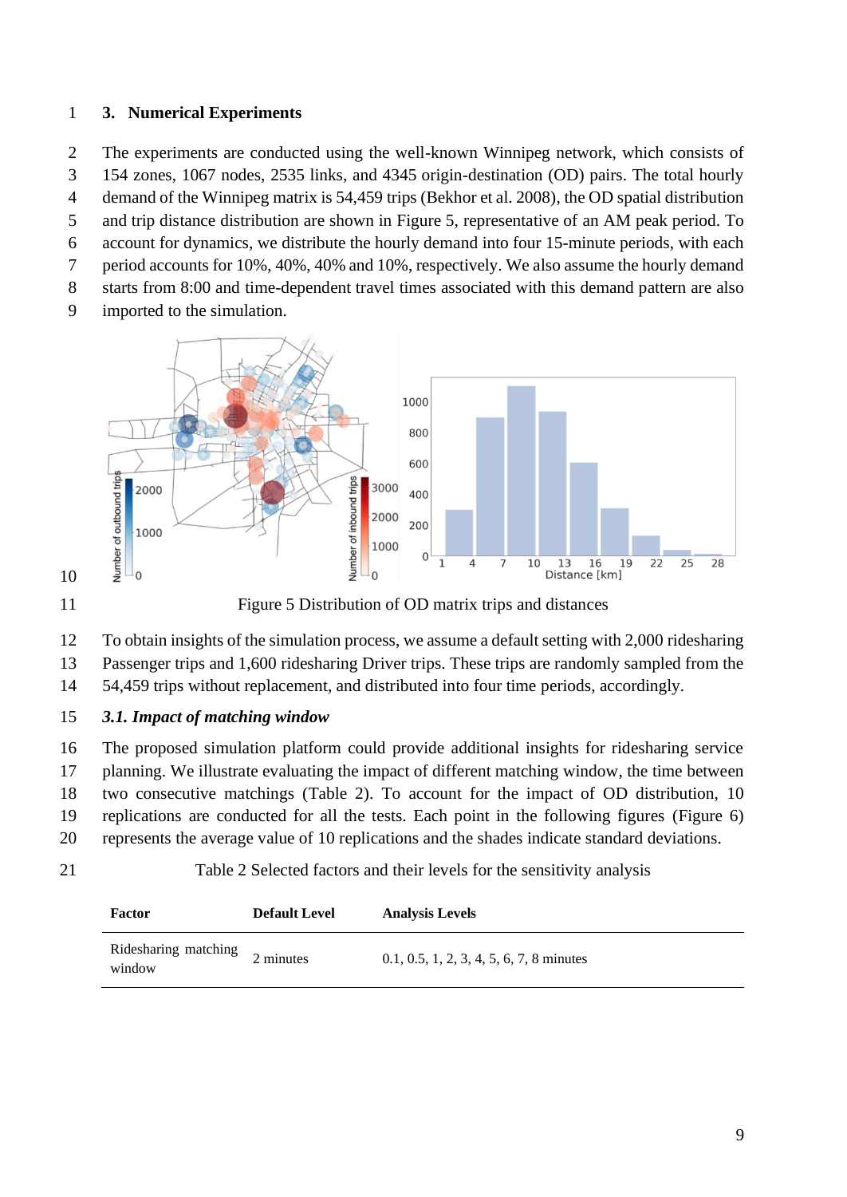## 3. Numerical Experiments

The experiments are conducted using the well-known Winnipeg network, which consists of 154 zones, 1067 nodes, 2535 links, and 4345 origin-destination (OD) pairs. The total hourly demand of the Winnipeg matrix is 54,459 trips (Bekhor et al. 2008), the OD spatial distribution and trip distance distribution are shown in Figure 5, representative of an AM peak period. To account for dynamics, we distribute the hourly demand into four 15-minute periods, with each period accounts for 10%, 40%, 40% and 10%, respectively. We also assume the hourly demand starts from 8:00 and time-dependent travel times associated with this demand pattern are also imported to the simulation.

Number of outbound trips
2000
1000
0

Number of inbound trips
3000
2000
1000
0

1000
800
600
400
200
0
1 4 7 10 13 16 19 22 25 28
Distance [km]

Figure 5 Distribution of OD matrix trips and distances

To obtain insights of the simulation process, we assume a default setting with 2,000 ridesharing Passenger trips and 1,600 ridesharing Driver trips. These trips are randomly sampled from the 54,459 trips without replacement, and distributed into four time periods, accordingly.

### *3.1. Impact of matching window*

The proposed simulation platform could provide additional insights for ridesharing service planning. We illustrate evaluating the impact of different matching window, the time between two consecutive matchings (Table 2). To account for the impact of OD distribution, 10 replications are conducted for all the tests. Each point in the following figures (Figure 6) represents the average value of 10 replications and the shades indicate standard deviations.

Table 2 Selected factors and their levels for the sensitivity analysis

| Factor | Default Level | Analysis Levels |
|---|---|---|
| Ridesharing matching window | 2 minutes | 0.1, 0.5, 1, 2, 3, 4, 5, 6, 7, 8 minutes |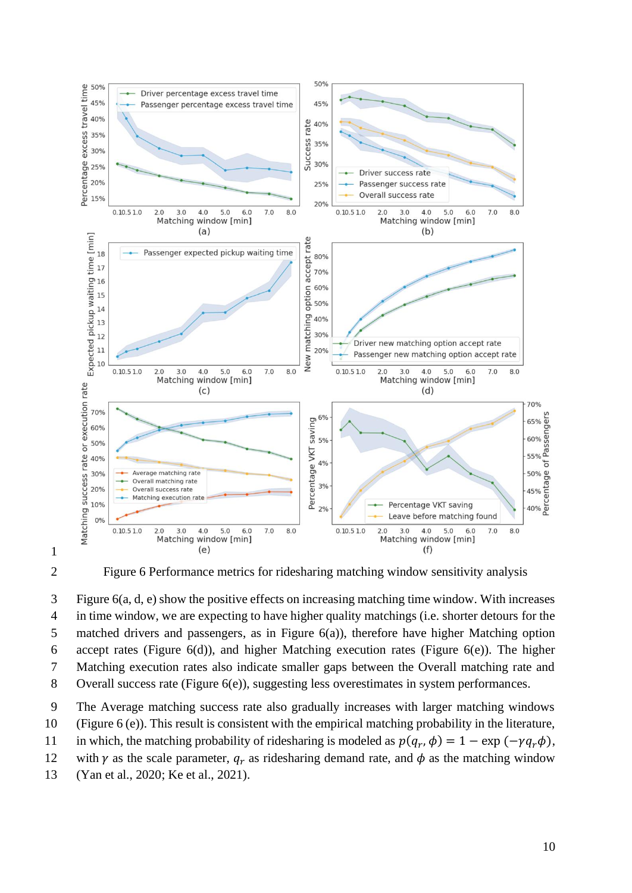Percentage excess travel time
50%
45%
40%
35%
30%
25%
20%
15%
Driver percentage excess travel time
Passenger percentage excess travel time
0.1 0.5 1.0 2.0 3.0 4.0 5.0 6.0 7.0 8.0
Matching window [min]
(a)

Success rate
50%
45%
40%
35%
30%
25%
20%
Driver success rate
Passenger success rate
Overall success rate
0.1 0.5 1.0 2.0 3.0 4.0 5.0 6.0 7.0 8.0
Matching window [min]
(b)

Expected pickup waiting time [min]
18
17
16
15
14
13
12
11
10
Passenger expected pickup waiting time
0.1 0.5 1.0 2.0 3.0 4.0 5.0 6.0 7.0 8.0
Matching window [min]
(c)

New matching option accept rate
80%
70%
60%
50%
40%
30%
20%
Driver new matching option accept rate
Passenger new matching option accept rate
0.1 0.5 1.0 2.0 3.0 4.0 5.0 6.0 7.0 8.0
Matching window [min]
(d)

Matching success rate or execution rate
70%
60%
50%
40%
30%
20%
10%
0%
Average matching rate
Overall matching rate
Overall success rate
Matching execution rate
0.1 0.5 1.0 2.0 3.0 4.0 5.0 6.0 7.0 8.0
Matching window [min]
(e)

Percentage VKT saving
6%
5%
4%
3%
2%
Percentage of Passengers
70%
65%
60%
55%
50%
45%
40%
Percentage VKT saving
Leave before matching found
0.1 0.5 1.0 2.0 3.0 4.0 5.0 6.0 7.0 8.0
Matching window [min]
(f)

Figure 6 Performance metrics for ridesharing matching window sensitivity analysis

Figure 6(a, d, e) show the positive effects on increasing matching time window. With increases in time window, we are expecting to have higher quality matchings (i.e. shorter detours for the matched drivers and passengers, as in Figure 6(a)), therefore have higher Matching option accept rates (Figure 6(d)), and higher Matching execution rates (Figure 6(e)). The higher Matching execution rates also indicate smaller gaps between the Overall matching rate and Overall success rate (Figure 6(e)), suggesting less overestimates in system performances.

The Average matching success rate also gradually increases with larger matching windows (Figure 6 (e)). This result is consistent with the empirical matching probability in the literature, in which, the matching probability of ridesharing is modeled as $p(q_r, \phi) = 1 - \exp(-\gamma q_r \phi)$, with $\gamma$ as the scale parameter, $q_r$ as ridesharing demand rate, and $\phi$ as the matching window (Yan et al., 2020; Ke et al., 2021).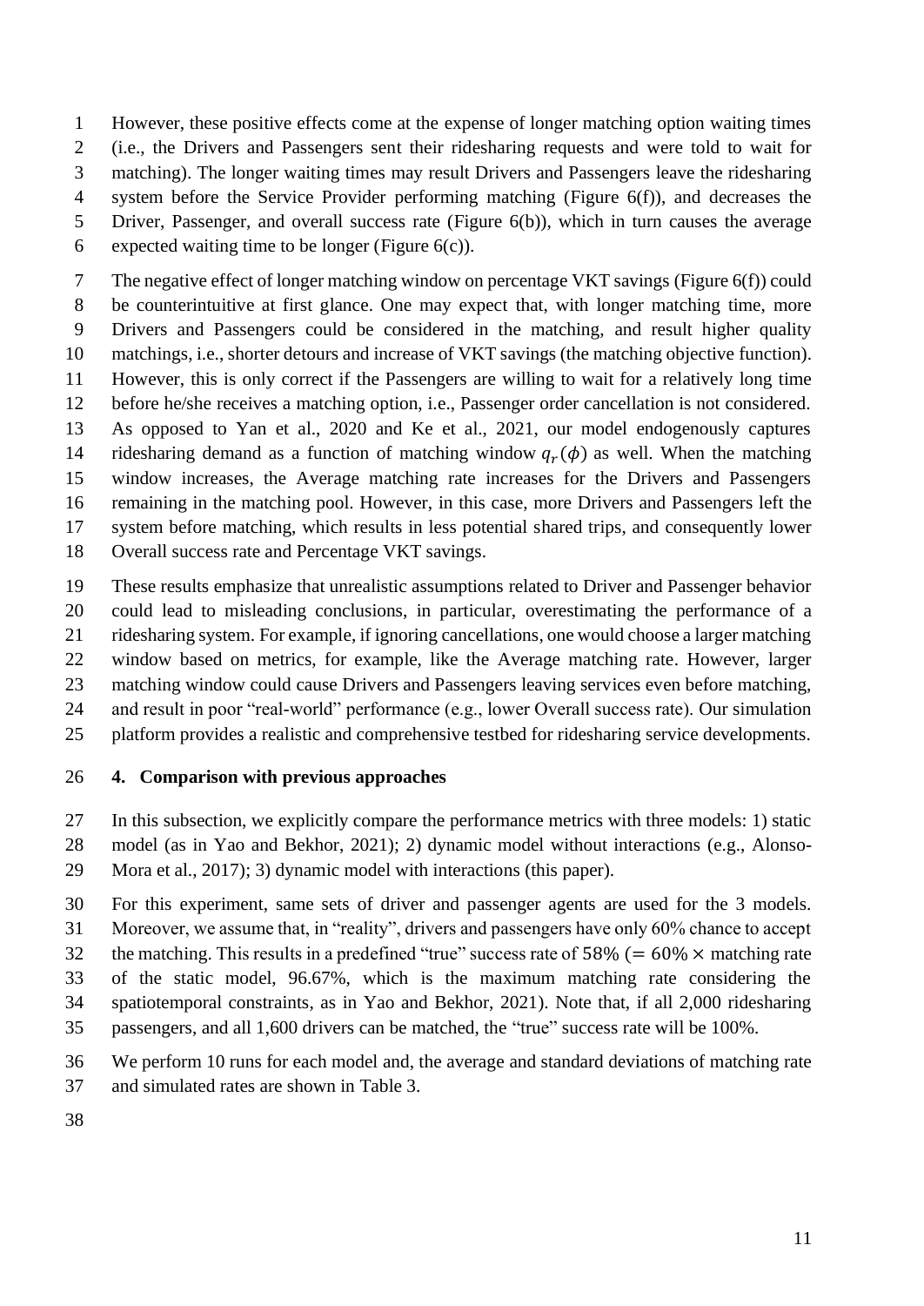However, these positive effects come at the expense of longer matching option waiting times (i.e., the Drivers and Passengers sent their ridesharing requests and were told to wait for matching). The longer waiting times may result Drivers and Passengers leave the ridesharing system before the Service Provider performing matching (Figure 6(f)), and decreases the Driver, Passenger, and overall success rate (Figure 6(b)), which in turn causes the average expected waiting time to be longer (Figure 6(c)).

The negative effect of longer matching window on percentage VKT savings (Figure 6(f)) could be counterintuitive at first glance. One may expect that, with longer matching time, more Drivers and Passengers could be considered in the matching, and result higher quality matchings, i.e., shorter detours and increase of VKT savings (the matching objective function). However, this is only correct if the Passengers are willing to wait for a relatively long time before he/she receives a matching option, i.e., Passenger order cancellation is not considered. As opposed to Yan et al., 2020 and Ke et al., 2021, our model endogenously captures ridesharing demand as a function of matching window $q_r(\phi)$ as well. When the matching window increases, the Average matching rate increases for the Drivers and Passengers remaining in the matching pool. However, in this case, more Drivers and Passengers left the system before matching, which results in less potential shared trips, and consequently lower Overall success rate and Percentage VKT savings.

These results emphasize that unrealistic assumptions related to Driver and Passenger behavior could lead to misleading conclusions, in particular, overestimating the performance of a ridesharing system. For example, if ignoring cancellations, one would choose a larger matching window based on metrics, for example, like the Average matching rate. However, larger matching window could cause Drivers and Passengers leaving services even before matching, and result in poor "real-world" performance (e.g., lower Overall success rate). Our simulation platform provides a realistic and comprehensive testbed for ridesharing service developments.

## 4. Comparison with previous approaches

In this subsection, we explicitly compare the performance metrics with three models: 1) static model (as in Yao and Bekhor, 2021); 2) dynamic model without interactions (e.g., Alonso-Mora et al., 2017); 3) dynamic model with interactions (this paper).

For this experiment, same sets of driver and passenger agents are used for the 3 models. Moreover, we assume that, in "reality", drivers and passengers have only 60% chance to accept the matching. This results in a predefined "true" success rate of $58\%$ ($= 60\% \times$ matching rate of the static model, 96.67%, which is the maximum matching rate considering the spatiotemporal constraints, as in Yao and Bekhor, 2021). Note that, if all 2,000 ridesharing passengers, and all 1,600 drivers can be matched, the "true" success rate will be 100%.

We perform 10 runs for each model and, the average and standard deviations of matching rate and simulated rates are shown in Table 3.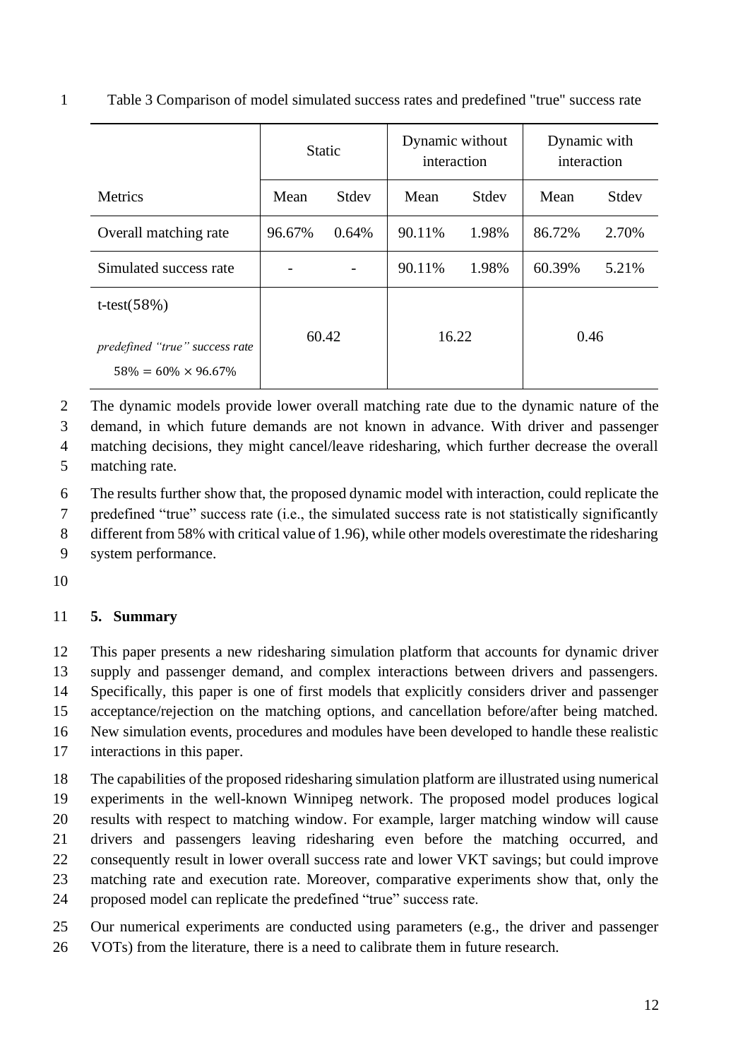Table 3 Comparison of model simulated success rates and predefined "true" success rate

| | Static | | Dynamic without interaction | | Dynamic with interaction | |
|---|---|---|---|---|---|---|
| Metrics | Mean | Stdev | Mean | Stdev | Mean | Stdev |
| Overall matching rate | 96.67% | 0.64% | 90.11% | 1.98% | 86.72% | 2.70% |
| Simulated success rate | - | - | 90.11% | 1.98% | 60.39% | 5.21% |
| t-test(58%) *predefined "true" success rate* $58\% = 60\% \times 96.67\%$ | 60.42 | | 16.22 | | 0.46 | |

The dynamic models provide lower overall matching rate due to the dynamic nature of the demand, in which future demands are not known in advance. With driver and passenger matching decisions, they might cancel/leave ridesharing, which further decrease the overall matching rate.

The results further show that, the proposed dynamic model with interaction, could replicate the predefined "true" success rate (i.e., the simulated success rate is not statistically significantly different from 58% with critical value of 1.96), while other models overestimate the ridesharing system performance.

## 5. Summary

This paper presents a new ridesharing simulation platform that accounts for dynamic driver supply and passenger demand, and complex interactions between drivers and passengers. Specifically, this paper is one of first models that explicitly considers driver and passenger acceptance/rejection on the matching options, and cancellation before/after being matched. New simulation events, procedures and modules have been developed to handle these realistic interactions in this paper.

The capabilities of the proposed ridesharing simulation platform are illustrated using numerical experiments in the well-known Winnipeg network. The proposed model produces logical results with respect to matching window. For example, larger matching window will cause drivers and passengers leaving ridesharing even before the matching occurred, and consequently result in lower overall success rate and lower VKT savings; but could improve matching rate and execution rate. Moreover, comparative experiments show that, only the proposed model can replicate the predefined "true" success rate.

Our numerical experiments are conducted using parameters (e.g., the driver and passenger VOTs) from the literature, there is a need to calibrate them in future research.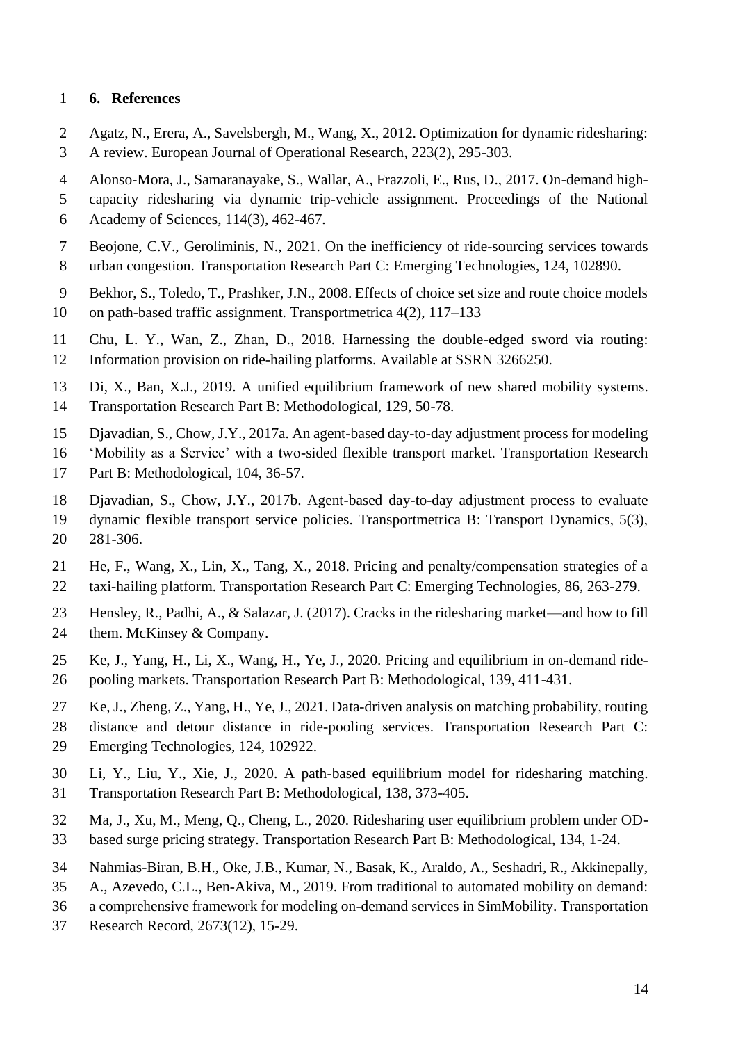## 6. References

Agatz, N., Erera, A., Savelsbergh, M., Wang, X., 2012. Optimization for dynamic ridesharing: A review. European Journal of Operational Research, 223(2), 295-303.

Alonso-Mora, J., Samaranayake, S., Wallar, A., Frazzoli, E., Rus, D., 2017. On-demand high-capacity ridesharing via dynamic trip-vehicle assignment. Proceedings of the National Academy of Sciences, 114(3), 462-467.

Beojone, C.V., Geroliminis, N., 2021. On the inefficiency of ride-sourcing services towards urban congestion. Transportation Research Part C: Emerging Technologies, 124, 102890.

Bekhor, S., Toledo, T., Prashker, J.N., 2008. Effects of choice set size and route choice models on path-based traffic assignment. Transportmetrica 4(2), 117–133

Chu, L. Y., Wan, Z., Zhan, D., 2018. Harnessing the double-edged sword via routing: Information provision on ride-hailing platforms. Available at SSRN 3266250.

Di, X., Ban, X.J., 2019. A unified equilibrium framework of new shared mobility systems. Transportation Research Part B: Methodological, 129, 50-78.

Djavadian, S., Chow, J.Y., 2017a. An agent-based day-to-day adjustment process for modeling 'Mobility as a Service' with a two-sided flexible transport market. Transportation Research Part B: Methodological, 104, 36-57.

Djavadian, S., Chow, J.Y., 2017b. Agent-based day-to-day adjustment process to evaluate dynamic flexible transport service policies. Transportmetrica B: Transport Dynamics, 5(3), 281-306.

He, F., Wang, X., Lin, X., Tang, X., 2018. Pricing and penalty/compensation strategies of a taxi-hailing platform. Transportation Research Part C: Emerging Technologies, 86, 263-279.

Hensley, R., Padhi, A., & Salazar, J. (2017). Cracks in the ridesharing market—and how to fill them. McKinsey & Company.

Ke, J., Yang, H., Li, X., Wang, H., Ye, J., 2020. Pricing and equilibrium in on-demand ride-pooling markets. Transportation Research Part B: Methodological, 139, 411-431.

Ke, J., Zheng, Z., Yang, H., Ye, J., 2021. Data-driven analysis on matching probability, routing distance and detour distance in ride-pooling services. Transportation Research Part C: Emerging Technologies, 124, 102922.

Li, Y., Liu, Y., Xie, J., 2020. A path-based equilibrium model for ridesharing matching. Transportation Research Part B: Methodological, 138, 373-405.

Ma, J., Xu, M., Meng, Q., Cheng, L., 2020. Ridesharing user equilibrium problem under OD-based surge pricing strategy. Transportation Research Part B: Methodological, 134, 1-24.

Nahmias-Biran, B.H., Oke, J.B., Kumar, N., Basak, K., Araldo, A., Seshadri, R., Akkinepally, A., Azevedo, C.L., Ben-Akiva, M., 2019. From traditional to automated mobility on demand: a comprehensive framework for modeling on-demand services in SimMobility. Transportation Research Record, 2673(12), 15-29.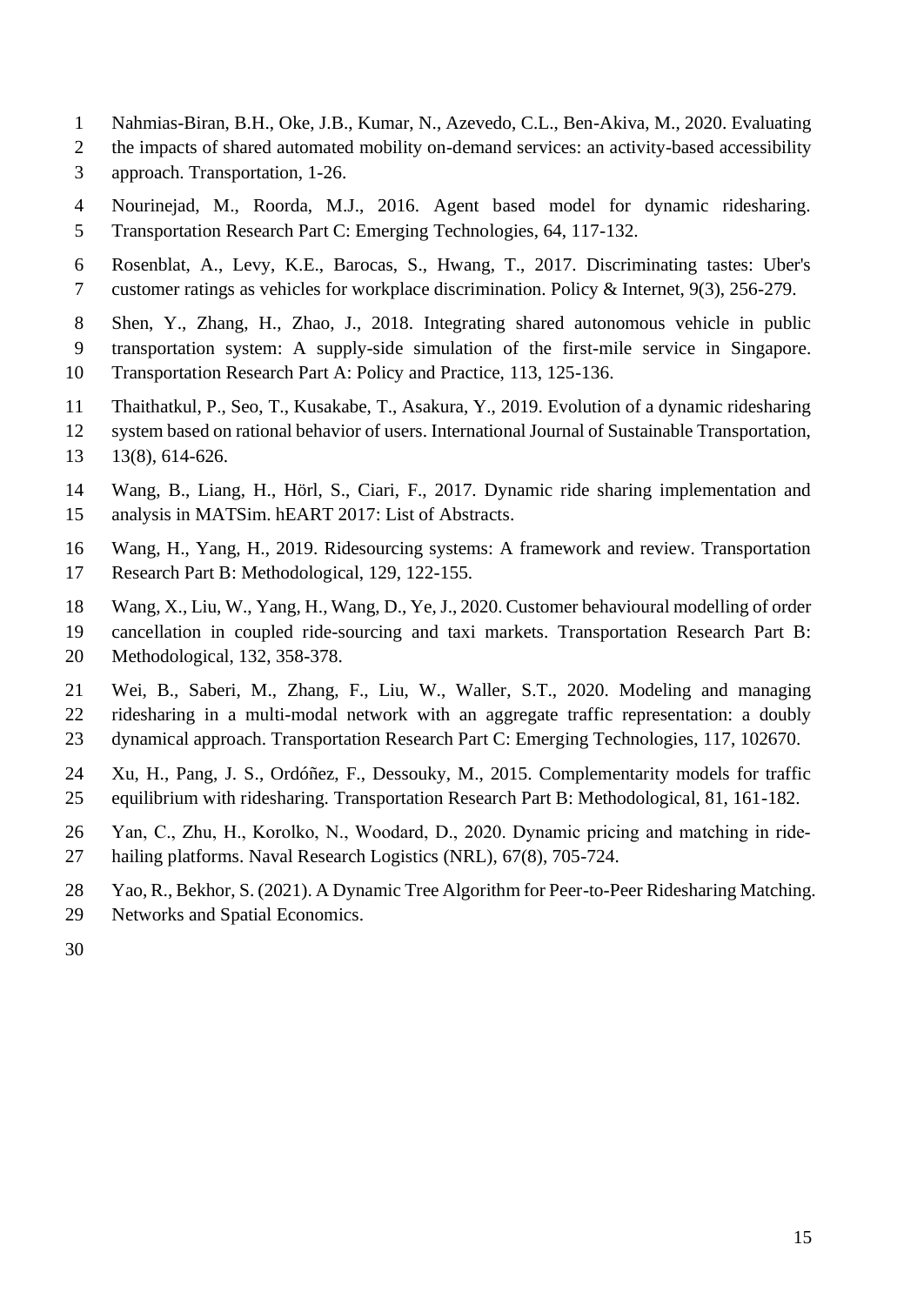Nahmias-Biran, B.H., Oke, J.B., Kumar, N., Azevedo, C.L., Ben-Akiva, M., 2020. Evaluating the impacts of shared automated mobility on-demand services: an activity-based accessibility approach. Transportation, 1-26.

Nourinejad, M., Roorda, M.J., 2016. Agent based model for dynamic ridesharing. Transportation Research Part C: Emerging Technologies, 64, 117-132.

Rosenblat, A., Levy, K.E., Barocas, S., Hwang, T., 2017. Discriminating tastes: Uber's customer ratings as vehicles for workplace discrimination. Policy & Internet, 9(3), 256-279.

Shen, Y., Zhang, H., Zhao, J., 2018. Integrating shared autonomous vehicle in public transportation system: A supply-side simulation of the first-mile service in Singapore. Transportation Research Part A: Policy and Practice, 113, 125-136.

Thaithatkul, P., Seo, T., Kusakabe, T., Asakura, Y., 2019. Evolution of a dynamic ridesharing system based on rational behavior of users. International Journal of Sustainable Transportation, 13(8), 614-626.

Wang, B., Liang, H., Hörl, S., Ciari, F., 2017. Dynamic ride sharing implementation and analysis in MATSim. hEART 2017: List of Abstracts.

Wang, H., Yang, H., 2019. Ridesourcing systems: A framework and review. Transportation Research Part B: Methodological, 129, 122-155.

Wang, X., Liu, W., Yang, H., Wang, D., Ye, J., 2020. Customer behavioural modelling of order cancellation in coupled ride-sourcing and taxi markets. Transportation Research Part B: Methodological, 132, 358-378.

Wei, B., Saberi, M., Zhang, F., Liu, W., Waller, S.T., 2020. Modeling and managing ridesharing in a multi-modal network with an aggregate traffic representation: a doubly dynamical approach. Transportation Research Part C: Emerging Technologies, 117, 102670.

Xu, H., Pang, J. S., Ordóñez, F., Dessouky, M., 2015. Complementarity models for traffic equilibrium with ridesharing. Transportation Research Part B: Methodological, 81, 161-182.

Yan, C., Zhu, H., Korolko, N., Woodard, D., 2020. Dynamic pricing and matching in ride-hailing platforms. Naval Research Logistics (NRL), 67(8), 705-724.

Yao, R., Bekhor, S. (2021). A Dynamic Tree Algorithm for Peer-to-Peer Ridesharing Matching. Networks and Spatial Economics.